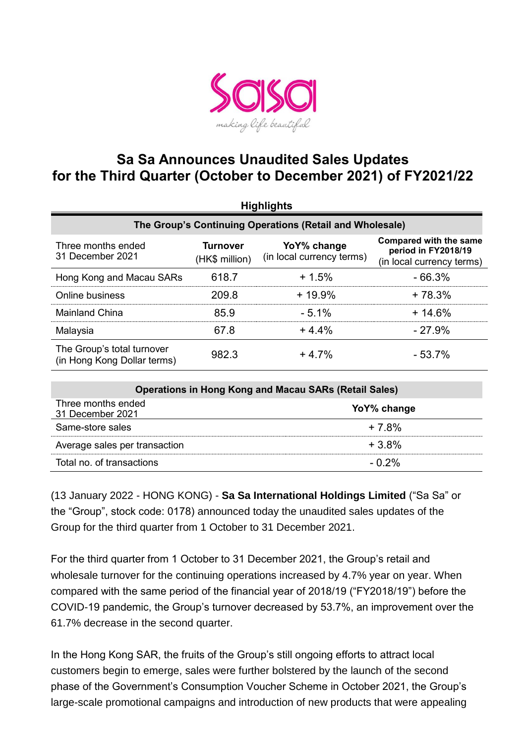# Sa Sa Announces Unaudited Sales Updates for the Third Quarter (October to December 2021) of FY2021/22

**Highlights**

| **The Group's Continuing Operations (Retail and Wholesale)** | | | |
|---|---|---|---|
| Three months ended 31 December 2021 | **Turnover** (HK$ million) | **YoY% change** (in local currency terms) | **Compared with the same period in FY2018/19** (in local currency terms) |
| Hong Kong and Macau SARs | 618.7 | + 1.5% | - 66.3% |
| Online business | 209.8 | + 19.9% | + 78.3% |
| Mainland China | 85.9 | - 5.1% | + 14.6% |
| Malaysia | 67.8 | + 4.4% | - 27.9% |
| The Group's total turnover (in Hong Kong Dollar terms) | 982.3 | + 4.7% | - 53.7% |

| **Operations in Hong Kong and Macau SARs (Retail Sales)** | |
|---|---|
| Three months ended 31 December 2021 | **YoY% change** |
| Same-store sales | + 7.8% |
| Average sales per transaction | + 3.8% |
| Total no. of transactions | - 0.2% |

(13 January 2022 - HONG KONG) - **Sa Sa International Holdings Limited** ("Sa Sa" or the "Group", stock code: 0178) announced today the unaudited sales updates of the Group for the third quarter from 1 October to 31 December 2021.

For the third quarter from 1 October to 31 December 2021, the Group's retail and wholesale turnover for the continuing operations increased by 4.7% year on year. When compared with the same period of the financial year of 2018/19 ("FY2018/19") before the COVID-19 pandemic, the Group's turnover decreased by 53.7%, an improvement over the 61.7% decrease in the second quarter.

In the Hong Kong SAR, the fruits of the Group's still ongoing efforts to attract local customers begin to emerge, sales were further bolstered by the launch of the second phase of the Government's Consumption Voucher Scheme in October 2021, the Group's large-scale promotional campaigns and introduction of new products that were appealing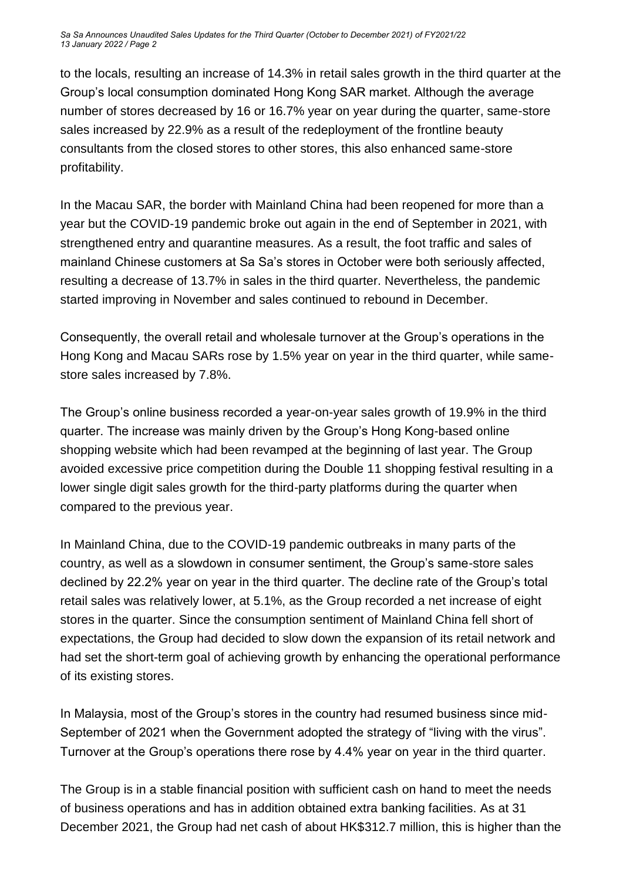to the locals, resulting an increase of 14.3% in retail sales growth in the third quarter at the Group's local consumption dominated Hong Kong SAR market. Although the average number of stores decreased by 16 or 16.7% year on year during the quarter, same-store sales increased by 22.9% as a result of the redeployment of the frontline beauty consultants from the closed stores to other stores, this also enhanced same-store profitability.

In the Macau SAR, the border with Mainland China had been reopened for more than a year but the COVID-19 pandemic broke out again in the end of September in 2021, with strengthened entry and quarantine measures. As a result, the foot traffic and sales of mainland Chinese customers at Sa Sa's stores in October were both seriously affected, resulting a decrease of 13.7% in sales in the third quarter. Nevertheless, the pandemic started improving in November and sales continued to rebound in December.

Consequently, the overall retail and wholesale turnover at the Group's operations in the Hong Kong and Macau SARs rose by 1.5% year on year in the third quarter, while same-store sales increased by 7.8%.

The Group's online business recorded a year-on-year sales growth of 19.9% in the third quarter. The increase was mainly driven by the Group's Hong Kong-based online shopping website which had been revamped at the beginning of last year. The Group avoided excessive price competition during the Double 11 shopping festival resulting in a lower single digit sales growth for the third-party platforms during the quarter when compared to the previous year.

In Mainland China, due to the COVID-19 pandemic outbreaks in many parts of the country, as well as a slowdown in consumer sentiment, the Group's same-store sales declined by 22.2% year on year in the third quarter. The decline rate of the Group's total retail sales was relatively lower, at 5.1%, as the Group recorded a net increase of eight stores in the quarter. Since the consumption sentiment of Mainland China fell short of expectations, the Group had decided to slow down the expansion of its retail network and had set the short-term goal of achieving growth by enhancing the operational performance of its existing stores.

In Malaysia, most of the Group's stores in the country had resumed business since mid-September of 2021 when the Government adopted the strategy of "living with the virus". Turnover at the Group's operations there rose by 4.4% year on year in the third quarter.

The Group is in a stable financial position with sufficient cash on hand to meet the needs of business operations and has in addition obtained extra banking facilities. As at 31 December 2021, the Group had net cash of about HK$312.7 million, this is higher than the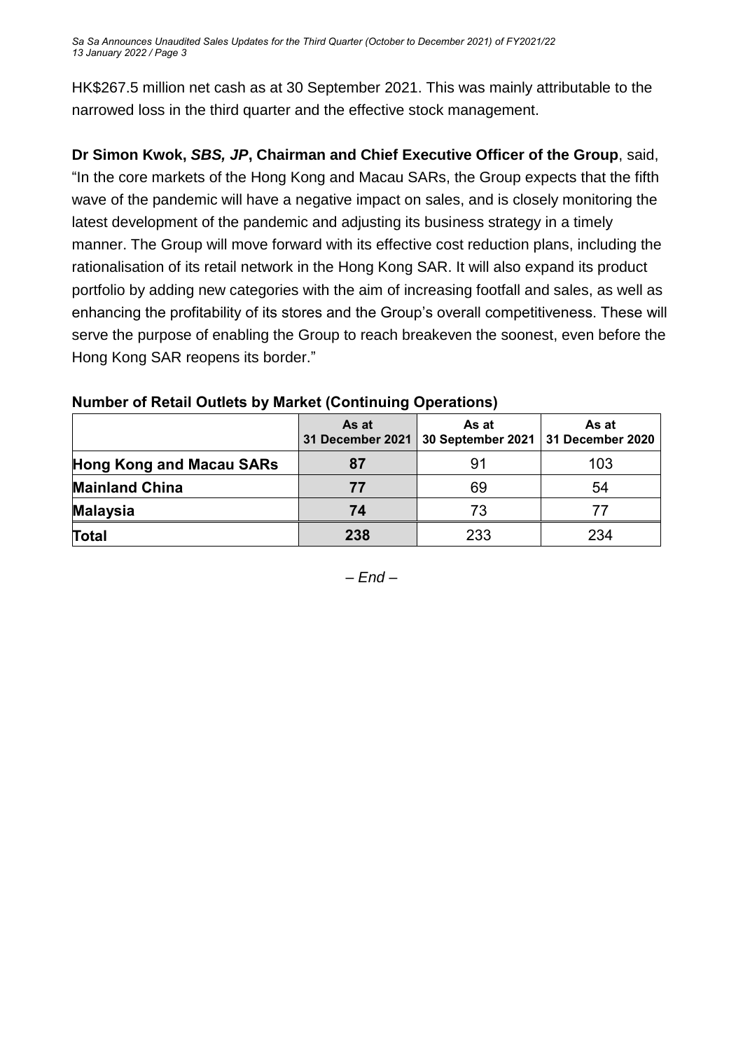HK$267.5 million net cash as at 30 September 2021. This was mainly attributable to the narrowed loss in the third quarter and the effective stock management.

**Dr Simon Kwok, *SBS, JP*, Chairman and Chief Executive Officer of the Group**, said, "In the core markets of the Hong Kong and Macau SARs, the Group expects that the fifth wave of the pandemic will have a negative impact on sales, and is closely monitoring the latest development of the pandemic and adjusting its business strategy in a timely manner. The Group will move forward with its effective cost reduction plans, including the rationalisation of its retail network in the Hong Kong SAR. It will also expand its product portfolio by adding new categories with the aim of increasing footfall and sales, as well as enhancing the profitability of its stores and the Group's overall competitiveness. These will serve the purpose of enabling the Group to reach breakeven the soonest, even before the Hong Kong SAR reopens its border."

**Number of Retail Outlets by Market (Continuing Operations)**

| | As at 31 December 2021 | As at 30 September 2021 | As at 31 December 2020 |
|---|---|---|---|
| **Hong Kong and Macau SARs** | **87** | 91 | 103 |
| **Mainland China** | **77** | 69 | 54 |
| **Malaysia** | **74** | 73 | 77 |
| **Total** | **238** | 233 | 234 |

*– End –*